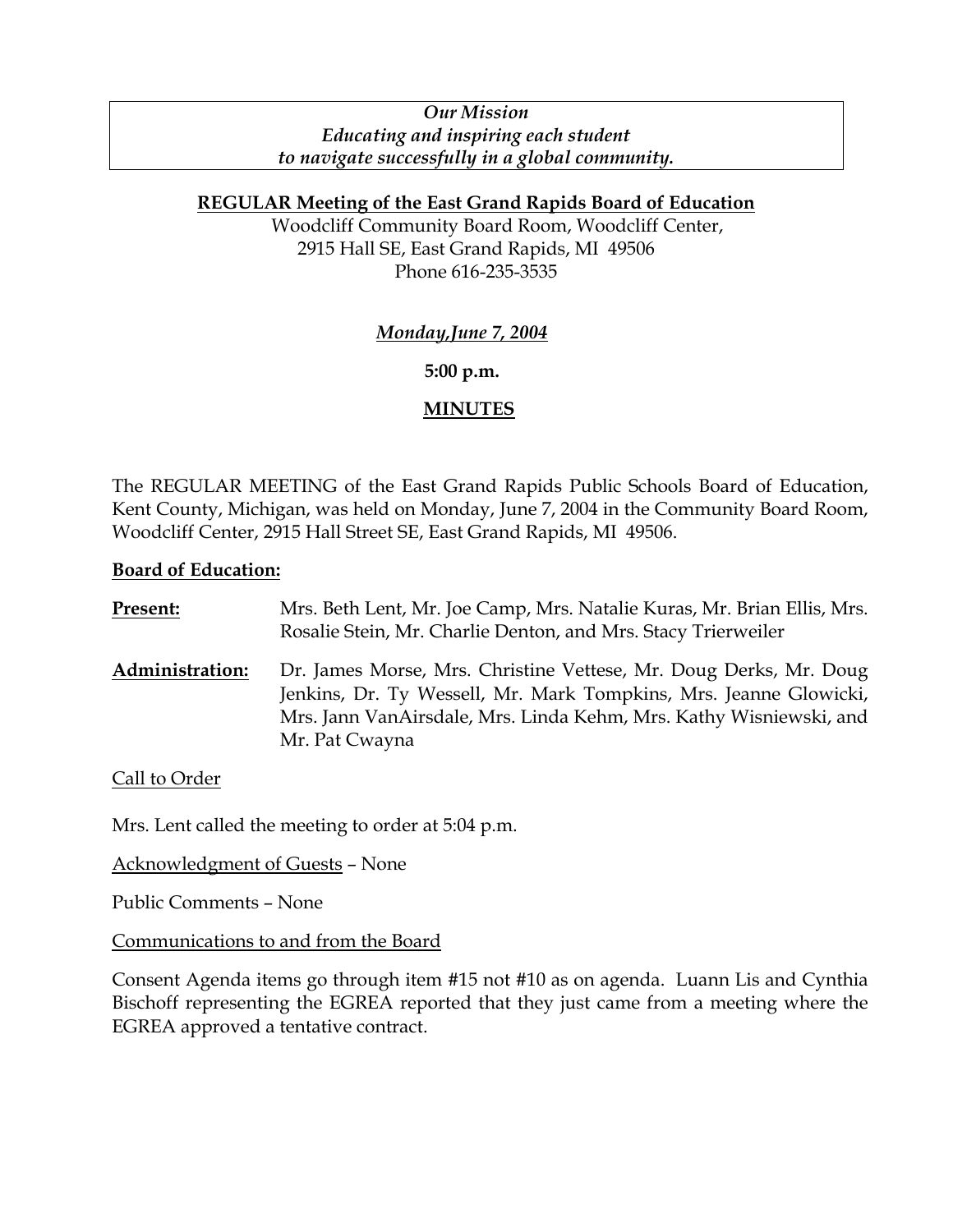*Our Mission*
*Educating and inspiring each student*
*to navigate successfully in a global community.*

**REGULAR Meeting of the East Grand Rapids Board of Education**

Woodcliff Community Board Room, Woodcliff Center,
2915 Hall SE, East Grand Rapids, MI 49506
Phone 616-235-3535

***Monday,June 7, 2004***

**5:00 p.m.**

**MINUTES**

The REGULAR MEETING of the East Grand Rapids Public Schools Board of Education, Kent County, Michigan, was held on Monday, June 7, 2004 in the Community Board Room, Woodcliff Center, 2915 Hall Street SE, East Grand Rapids, MI 49506.

**Board of Education:**

**Present:** Mrs. Beth Lent, Mr. Joe Camp, Mrs. Natalie Kuras, Mr. Brian Ellis, Mrs. Rosalie Stein, Mr. Charlie Denton, and Mrs. Stacy Trierweiler

**Administration:** Dr. James Morse, Mrs. Christine Vettese, Mr. Doug Derks, Mr. Doug Jenkins, Dr. Ty Wessell, Mr. Mark Tompkins, Mrs. Jeanne Glowicki, Mrs. Jann VanAirsdale, Mrs. Linda Kehm, Mrs. Kathy Wisniewski, and Mr. Pat Cwayna

Call to Order

Mrs. Lent called the meeting to order at 5:04 p.m.

Acknowledgment of Guests – None

Public Comments – None

Communications to and from the Board

Consent Agenda items go through item #15 not #10 as on agenda. Luann Lis and Cynthia Bischoff representing the EGREA reported that they just came from a meeting where the EGREA approved a tentative contract.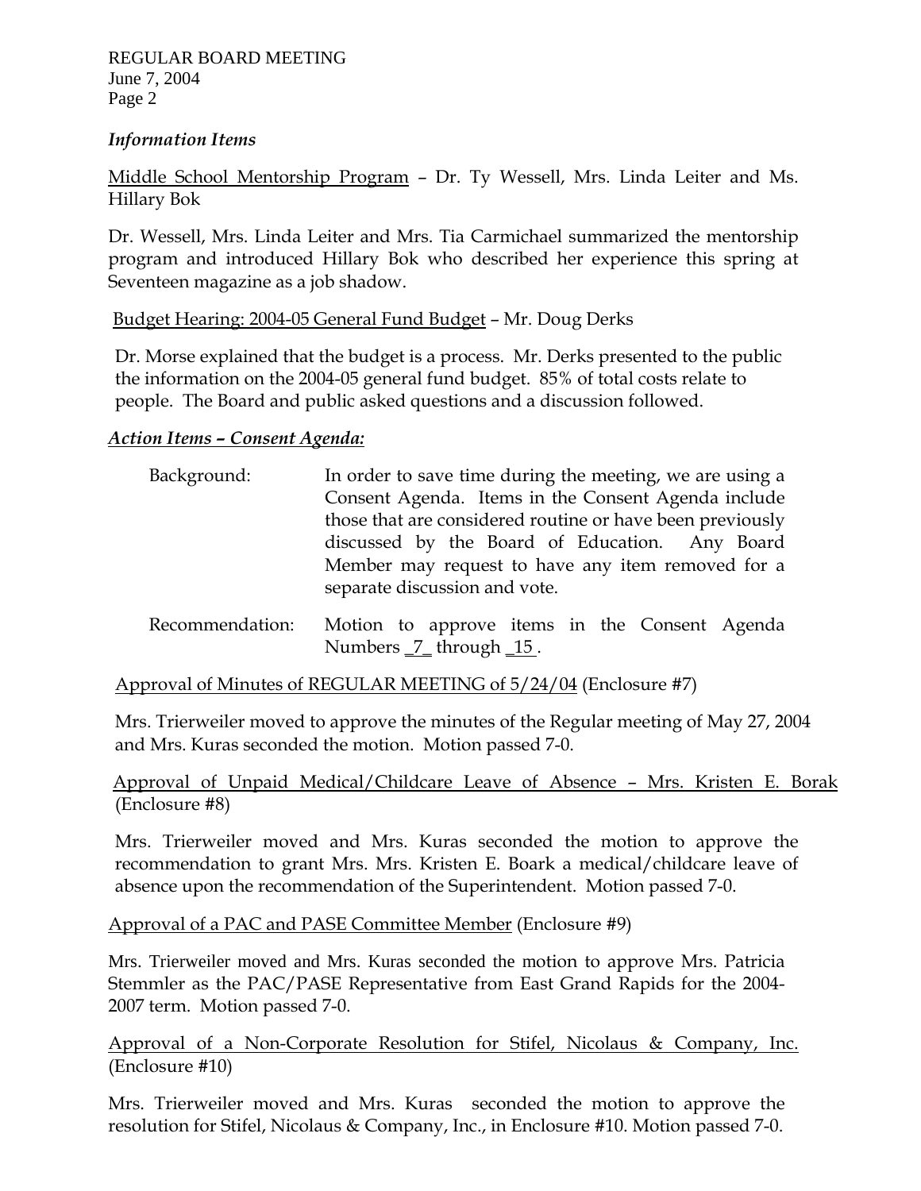*Information Items*

Middle School Mentorship Program – Dr. Ty Wessell, Mrs. Linda Leiter and Ms. Hillary Bok

Dr. Wessell, Mrs. Linda Leiter and Mrs. Tia Carmichael summarized the mentorship program and introduced Hillary Bok who described her experience this spring at Seventeen magazine as a job shadow.

Budget Hearing: 2004-05 General Fund Budget – Mr. Doug Derks

Dr. Morse explained that the budget is a process. Mr. Derks presented to the public the information on the 2004-05 general fund budget. 85% of total costs relate to people. The Board and public asked questions and a discussion followed.

***Action Items – Consent Agenda:***

Background: In order to save time during the meeting, we are using a Consent Agenda. Items in the Consent Agenda include those that are considered routine or have been previously discussed by the Board of Education. Any Board Member may request to have any item removed for a separate discussion and vote.

Recommendation: Motion to approve items in the Consent Agenda Numbers _7_ through _15_.

Approval of Minutes of REGULAR MEETING of 5/24/04 (Enclosure #7)

Mrs. Trierweiler moved to approve the minutes of the Regular meeting of May 27, 2004 and Mrs. Kuras seconded the motion. Motion passed 7-0.

Approval of Unpaid Medical/Childcare Leave of Absence – Mrs. Kristen E. Borak (Enclosure #8)

Mrs. Trierweiler moved and Mrs. Kuras seconded the motion to approve the recommendation to grant Mrs. Mrs. Kristen E. Boark a medical/childcare leave of absence upon the recommendation of the Superintendent. Motion passed 7-0.

Approval of a PAC and PASE Committee Member (Enclosure #9)

Mrs. Trierweiler moved and Mrs. Kuras seconded the motion to approve Mrs. Patricia Stemmler as the PAC/PASE Representative from East Grand Rapids for the 2004-2007 term. Motion passed 7-0.

Approval of a Non-Corporate Resolution for Stifel, Nicolaus & Company, Inc. (Enclosure #10)

Mrs. Trierweiler moved and Mrs. Kuras seconded the motion to approve the resolution for Stifel, Nicolaus & Company, Inc., in Enclosure #10. Motion passed 7-0.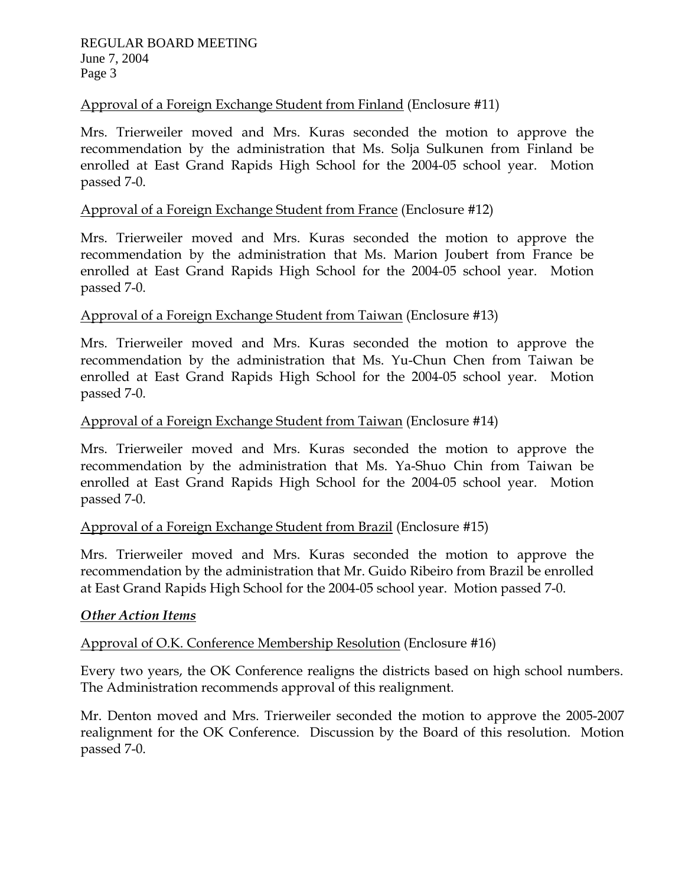Approval of a Foreign Exchange Student from Finland (Enclosure #11)

Mrs. Trierweiler moved and Mrs. Kuras seconded the motion to approve the recommendation by the administration that Ms. Solja Sulkunen from Finland be enrolled at East Grand Rapids High School for the 2004-05 school year. Motion passed 7-0.

Approval of a Foreign Exchange Student from France (Enclosure #12)

Mrs. Trierweiler moved and Mrs. Kuras seconded the motion to approve the recommendation by the administration that Ms. Marion Joubert from France be enrolled at East Grand Rapids High School for the 2004-05 school year. Motion passed 7-0.

Approval of a Foreign Exchange Student from Taiwan (Enclosure #13)

Mrs. Trierweiler moved and Mrs. Kuras seconded the motion to approve the recommendation by the administration that Ms. Yu-Chun Chen from Taiwan be enrolled at East Grand Rapids High School for the 2004-05 school year. Motion passed 7-0.

Approval of a Foreign Exchange Student from Taiwan (Enclosure #14)

Mrs. Trierweiler moved and Mrs. Kuras seconded the motion to approve the recommendation by the administration that Ms. Ya-Shuo Chin from Taiwan be enrolled at East Grand Rapids High School for the 2004-05 school year. Motion passed 7-0.

Approval of a Foreign Exchange Student from Brazil (Enclosure #15)

Mrs. Trierweiler moved and Mrs. Kuras seconded the motion to approve the recommendation by the administration that Mr. Guido Ribeiro from Brazil be enrolled at East Grand Rapids High School for the 2004-05 school year. Motion passed 7-0.

***Other Action Items***

Approval of O.K. Conference Membership Resolution (Enclosure #16)

Every two years, the OK Conference realigns the districts based on high school numbers. The Administration recommends approval of this realignment.

Mr. Denton moved and Mrs. Trierweiler seconded the motion to approve the 2005-2007 realignment for the OK Conference. Discussion by the Board of this resolution. Motion passed 7-0.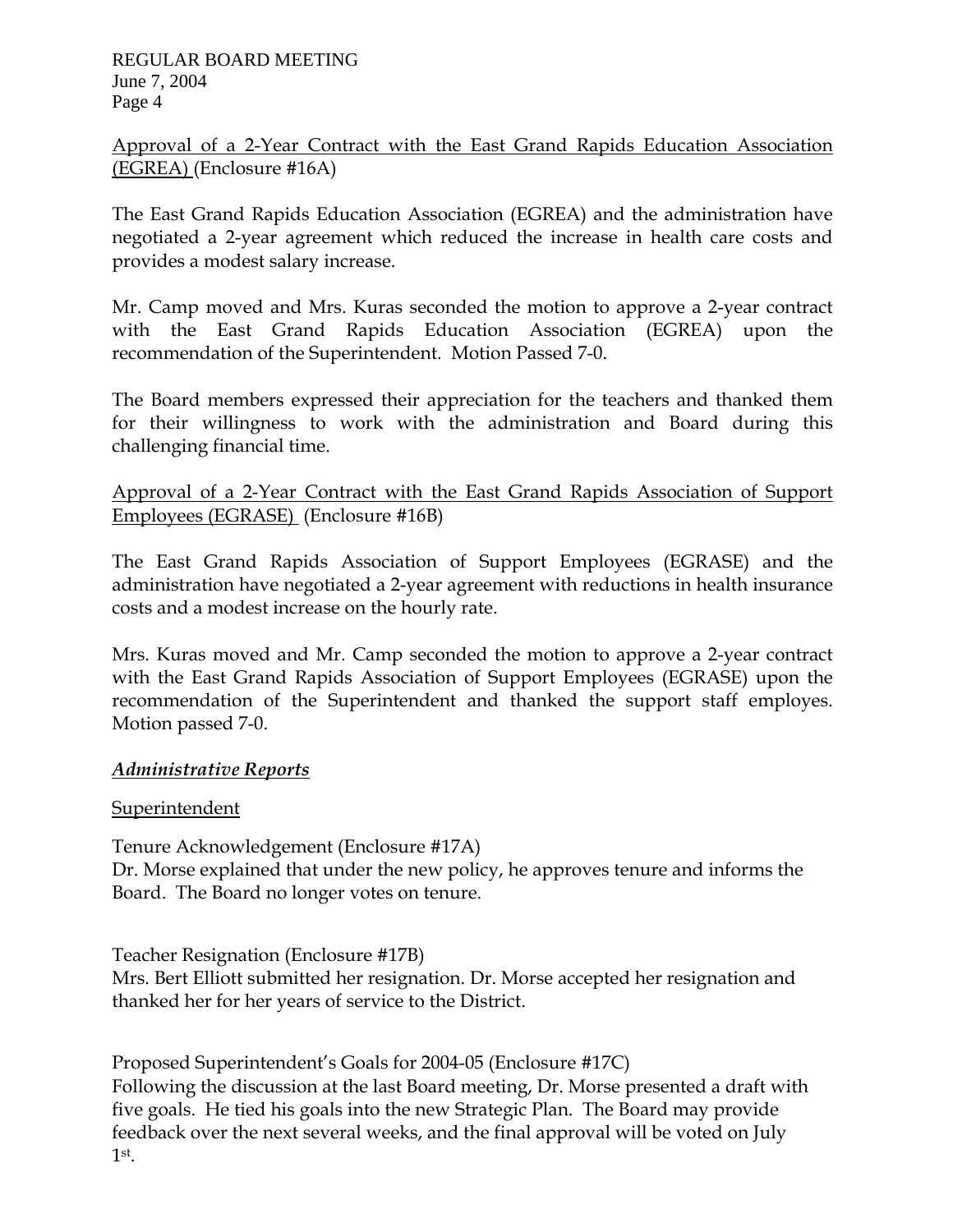Approval of a 2-Year Contract with the East Grand Rapids Education Association (EGREA) (Enclosure #16A)

The East Grand Rapids Education Association (EGREA) and the administration have negotiated a 2-year agreement which reduced the increase in health care costs and provides a modest salary increase.

Mr. Camp moved and Mrs. Kuras seconded the motion to approve a 2-year contract with the East Grand Rapids Education Association (EGREA) upon the recommendation of the Superintendent. Motion Passed 7-0.

The Board members expressed their appreciation for the teachers and thanked them for their willingness to work with the administration and Board during this challenging financial time.

Approval of a 2-Year Contract with the East Grand Rapids Association of Support Employees (EGRASE) (Enclosure #16B)

The East Grand Rapids Association of Support Employees (EGRASE) and the administration have negotiated a 2-year agreement with reductions in health insurance costs and a modest increase on the hourly rate.

Mrs. Kuras moved and Mr. Camp seconded the motion to approve a 2-year contract with the East Grand Rapids Association of Support Employees (EGRASE) upon the recommendation of the Superintendent and thanked the support staff employes. Motion passed 7-0.

## *Administrative Reports*

### Superintendent

Tenure Acknowledgement (Enclosure #17A)
Dr. Morse explained that under the new policy, he approves tenure and informs the Board. The Board no longer votes on tenure.

Teacher Resignation (Enclosure #17B)
Mrs. Bert Elliott submitted her resignation. Dr. Morse accepted her resignation and thanked her for her years of service to the District.

Proposed Superintendent's Goals for 2004-05 (Enclosure #17C)
Following the discussion at the last Board meeting, Dr. Morse presented a draft with five goals. He tied his goals into the new Strategic Plan. The Board may provide feedback over the next several weeks, and the final approval will be voted on July 1st.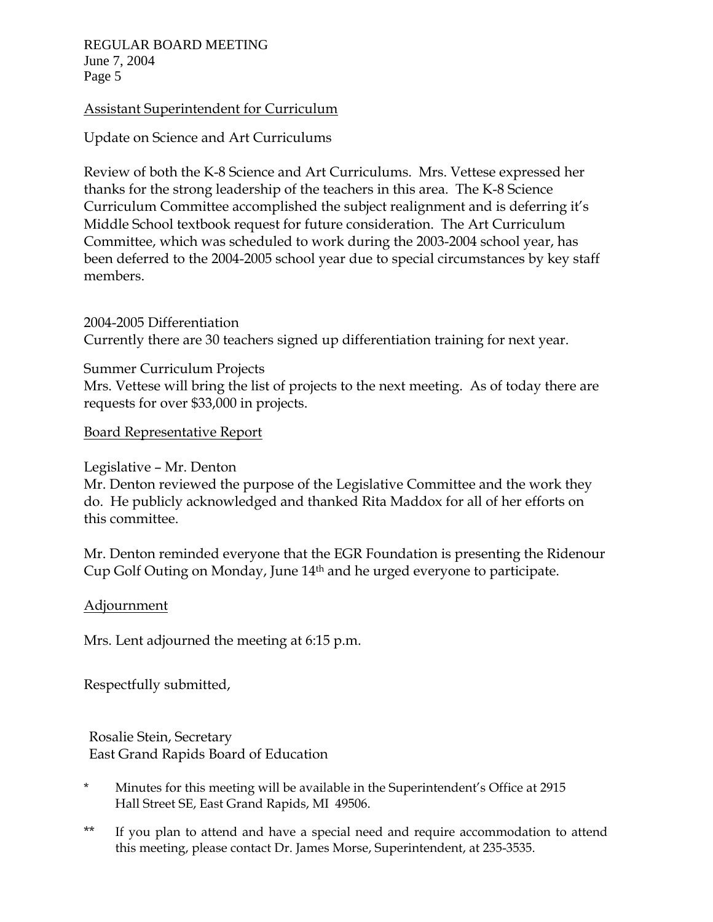Assistant Superintendent for Curriculum

Update on Science and Art Curriculums

Review of both the K-8 Science and Art Curriculums. Mrs. Vettese expressed her thanks for the strong leadership of the teachers in this area. The K-8 Science Curriculum Committee accomplished the subject realignment and is deferring it's Middle School textbook request for future consideration. The Art Curriculum Committee, which was scheduled to work during the 2003-2004 school year, has been deferred to the 2004-2005 school year due to special circumstances by key staff members.

2004-2005 Differentiation
Currently there are 30 teachers signed up differentiation training for next year.

Summer Curriculum Projects
Mrs. Vettese will bring the list of projects to the next meeting. As of today there are requests for over $33,000 in projects.

Board Representative Report

Legislative – Mr. Denton
Mr. Denton reviewed the purpose of the Legislative Committee and the work they do. He publicly acknowledged and thanked Rita Maddox for all of her efforts on this committee.

Mr. Denton reminded everyone that the EGR Foundation is presenting the Ridenour Cup Golf Outing on Monday, June 14th and he urged everyone to participate.

Adjournment

Mrs. Lent adjourned the meeting at 6:15 p.m.

Respectfully submitted,

Rosalie Stein, Secretary
East Grand Rapids Board of Education

\* Minutes for this meeting will be available in the Superintendent's Office at 2915 Hall Street SE, East Grand Rapids, MI 49506.

\*\* If you plan to attend and have a special need and require accommodation to attend this meeting, please contact Dr. James Morse, Superintendent, at 235-3535.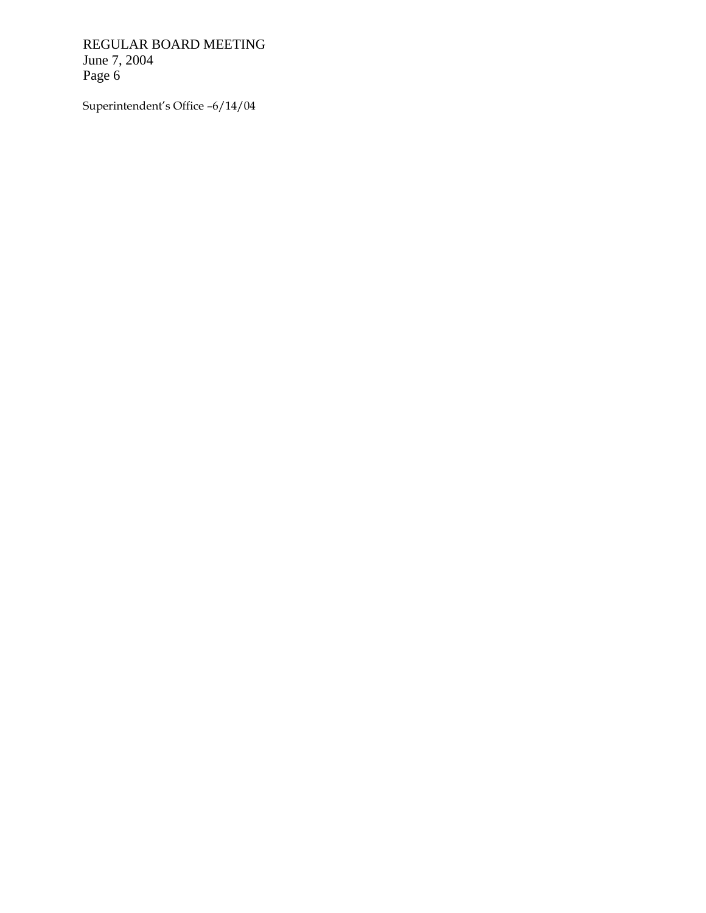Superintendent's Office –6/14/04